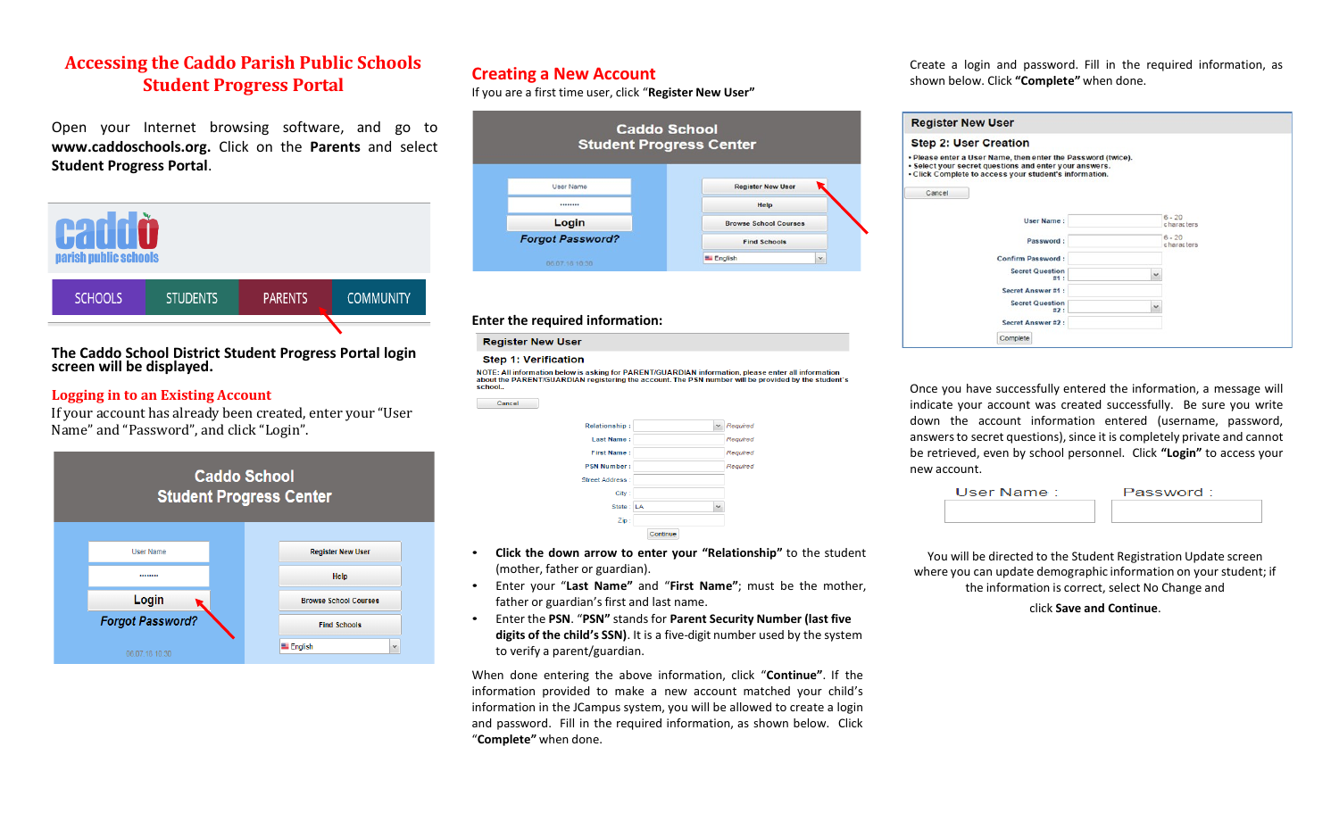# Accessing the Caddo Parish Public Schools Student Progress Portal

Open your Internet browsing software, and go to **www.caddoschools.org.** Click on the **Parents** and select **Student Progress Portal**.

**The Caddo School District Student Progress Portal login screen will be displayed.**

## Logging in to an Existing Account

If your account has already been created, enter your "User Name" and "Password", and click "Login".

## Creating a New Account

If you are a first time user, click "**Register New User"**

**Enter the required information:**

- **Click the down arrow to enter your "Relationship"** to the student (mother, father or guardian).
- Enter your "**Last Name"** and "**First Name"**; must be the mother, father or guardian's first and last name.
- Enter the **PSN**. "**PSN"** stands for **Parent Security Number (last five digits of the child's SSN)**. It is a five-digit number used by the system to verify a parent/guardian.

When done entering the above information, click "**Continue"**. If the information provided to make a new account matched your child's information in the JCampus system, you will be allowed to create a login and password. Fill in the required information, as shown below. Click "**Complete"** when done.

Create a login and password. Fill in the required information, as shown below. Click **"Complete"** when done.

Once you have successfully entered the information, a message will indicate your account was created successfully. Be sure you write down the account information entered (username, password, answers to secret questions), since it is completely private and cannot be retrieved, even by school personnel. Click **"Login"** to access your new account.

You will be directed to the Student Registration Update screen where you can update demographic information on your student; if the information is correct, select No Change and

click **Save and Continue**.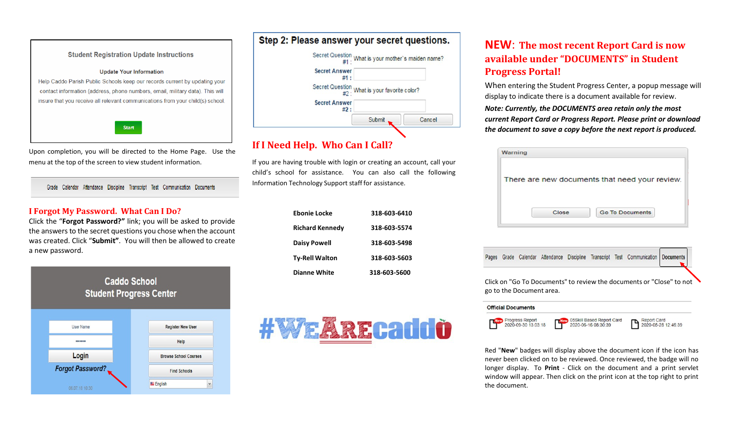Student Registration Update Instructions

Update Your Information

Help Caddo Parish Public Schools keep our records current by updating your contact information (address, phone numbers, email, military data). This will insure that you receive all relevant communications from your child(s) school.

Start

Upon completion, you will be directed to the Home Page. Use the menu at the top of the screen to view student information.

Grade Calendar Attendance Discipline Transcript Test Communication Documents

## I Forgot My Password. What Can I Do?

Click the "**Forgot Password?**" link; you will be asked to provide the answers to the secret questions you chose when the account was created. Click "**Submit**". You will then be allowed to create a new password.

Caddo School
Student Progress Center

User Name | Register New User | Help | Browse School Courses | Find Schools | English

Login

Forgot Password?

Step 2: Please answer your secret questions.

Secret Question #1 : What is your mother's maiden name?

Secret Answer #1 :

Secret Question #2 : What is your favorite color?

Secret Answer #2 :

Submit Cancel

## If I Need Help. Who Can I Call?

If you are having trouble with login or creating an account, call your child's school for assistance. You can also call the following Information Technology Support staff for assistance.

| | |
|---|---|
| **Ebonie Locke** | **318-603-6410** |
| **Richard Kennedy** | **318-603-5574** |
| **Daisy Powell** | **318-603-5498** |
| **Ty-Rell Walton** | **318-603-5603** |
| **Dianne White** | **318-603-5600** |

#WeAreCaddo

## NEW: The most recent Report Card is now available under "DOCUMENTS" in Student Progress Portal!

When entering the Student Progress Center, a popup message will display to indicate there is a document available for review.

***Note: Currently, the DOCUMENTS area retain only the most current Report Card or Progress Report. Please print or download the document to save a copy before the next report is produced.***

Warning

There are new documents that need your review.

Close Go To Documents

Pages Grade Calendar Attendance Discipline Transcript Test Communication Documents

Click on "Go To Documents" to review the documents or "Close" to not go to the Document area.

Official Documents

Progress Report 2020-09-30 13:03:18 | 05Skill Based Report Card 2020-06-16 08:30:39 | Report Card 2020-05-28 12:46:39

Red "**New**" badges will display above the document icon if the icon has never been clicked on to be reviewed. Once reviewed, the badge will no longer display. To **Print** - Click on the document and a print servlet window will appear. Then click on the print icon at the top right to print the document.